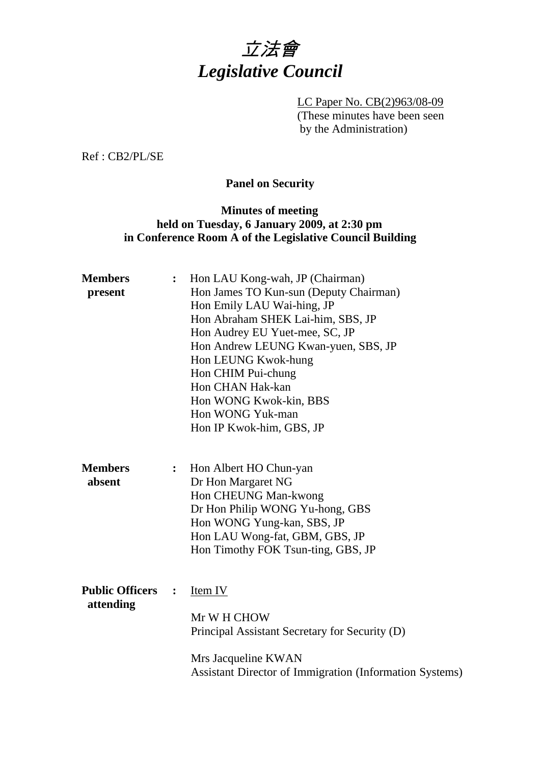# *立法會*
# *Legislative Council*

LC Paper No. CB(2)963/08-09
(These minutes have been seen by the Administration)

Ref : CB2/PL/SE

**Panel on Security**

**Minutes of meeting**
**held on Tuesday, 6 January 2009, at 2:30 pm**
**in Conference Room A of the Legislative Council Building**

**Members present** :
Hon LAU Kong-wah, JP (Chairman)
Hon James TO Kun-sun (Deputy Chairman)
Hon Emily LAU Wai-hing, JP
Hon Abraham SHEK Lai-him, SBS, JP
Hon Audrey EU Yuet-mee, SC, JP
Hon Andrew LEUNG Kwan-yuen, SBS, JP
Hon LEUNG Kwok-hung
Hon CHIM Pui-chung
Hon CHAN Hak-kan
Hon WONG Kwok-kin, BBS
Hon WONG Yuk-man
Hon IP Kwok-him, GBS, JP

**Members absent** :
Hon Albert HO Chun-yan
Dr Hon Margaret NG
Hon CHEUNG Man-kwong
Dr Hon Philip WONG Yu-hong, GBS
Hon WONG Yung-kan, SBS, JP
Hon LAU Wong-fat, GBM, GBS, JP
Hon Timothy FOK Tsun-ting, GBS, JP

**Public Officers attending** :
<u>Item IV</u>

Mr W H CHOW
Principal Assistant Secretary for Security (D)

Mrs Jacqueline KWAN
Assistant Director of Immigration (Information Systems)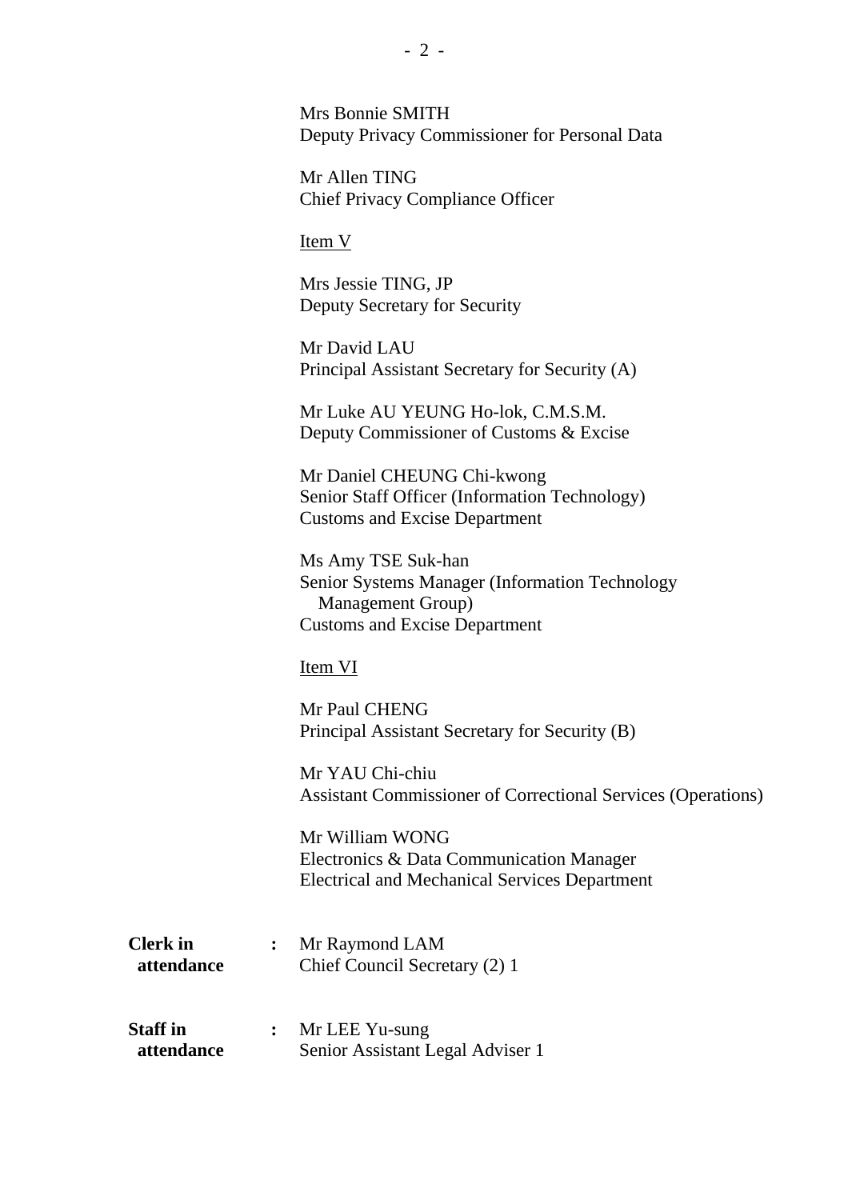Mrs Bonnie SMITH
Deputy Privacy Commissioner for Personal Data

Mr Allen TING
Chief Privacy Compliance Officer

Item V

Mrs Jessie TING, JP
Deputy Secretary for Security

Mr David LAU
Principal Assistant Secretary for Security (A)

Mr Luke AU YEUNG Ho-lok, C.M.S.M.
Deputy Commissioner of Customs & Excise

Mr Daniel CHEUNG Chi-kwong
Senior Staff Officer (Information Technology)
Customs and Excise Department

Ms Amy TSE Suk-han
Senior Systems Manager (Information Technology Management Group)
Customs and Excise Department

Item VI

Mr Paul CHENG
Principal Assistant Secretary for Security (B)

Mr YAU Chi-chiu
Assistant Commissioner of Correctional Services (Operations)

Mr William WONG
Electronics & Data Communication Manager
Electrical and Mechanical Services Department

**Clerk in attendance** : Mr Raymond LAM
Chief Council Secretary (2) 1

**Staff in attendance** : Mr LEE Yu-sung
Senior Assistant Legal Adviser 1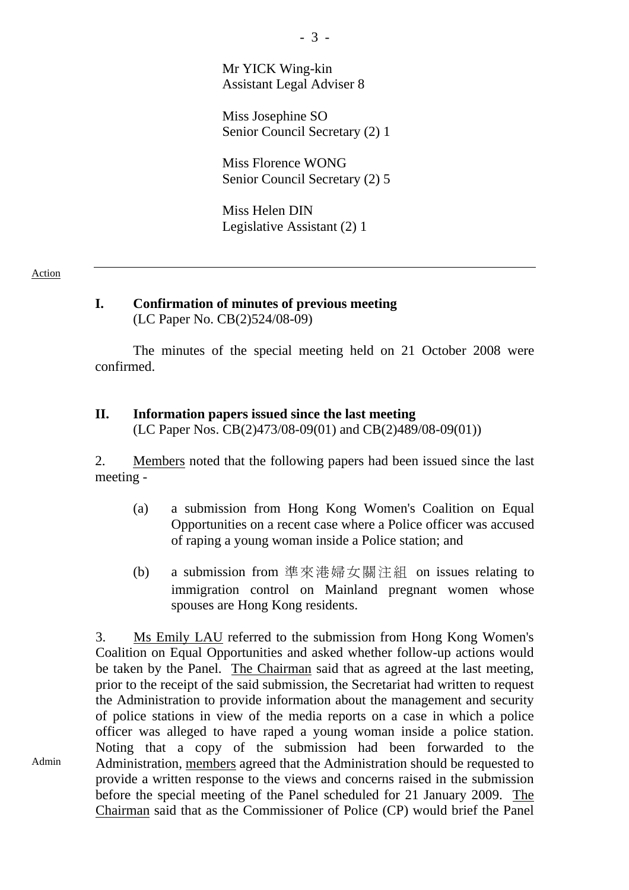Mr YICK Wing-kin
Assistant Legal Adviser 8

Miss Josephine SO
Senior Council Secretary (2) 1

Miss Florence WONG
Senior Council Secretary (2) 5

Miss Helen DIN
Legislative Assistant (2) 1

---

Action

## I. Confirmation of minutes of previous meeting
(LC Paper No. CB(2)524/08-09)

The minutes of the special meeting held on 21 October 2008 were confirmed.

## II. Information papers issued since the last meeting
(LC Paper Nos. CB(2)473/08-09(01) and CB(2)489/08-09(01))

2. Members noted that the following papers had been issued since the last meeting -

(a) a submission from Hong Kong Women's Coalition on Equal Opportunities on a recent case where a Police officer was accused of raping a young woman inside a Police station; and

(b) a submission from 準來港婦女關注組 on issues relating to immigration control on Mainland pregnant women whose spouses are Hong Kong residents.

3. Ms Emily LAU referred to the submission from Hong Kong Women's Coalition on Equal Opportunities and asked whether follow-up actions would be taken by the Panel. The Chairman said that as agreed at the last meeting, prior to the receipt of the said submission, the Secretariat had written to request the Administration to provide information about the management and security of police stations in view of the media reports on a case in which a police officer was alleged to have raped a young woman inside a police station. Noting that a copy of the submission had been forwarded to the Administration, members agreed that the Administration should be requested to provide a written response to the views and concerns raised in the submission before the special meeting of the Panel scheduled for 21 January 2009. The Chairman said that as the Commissioner of Police (CP) would brief the Panel

Admin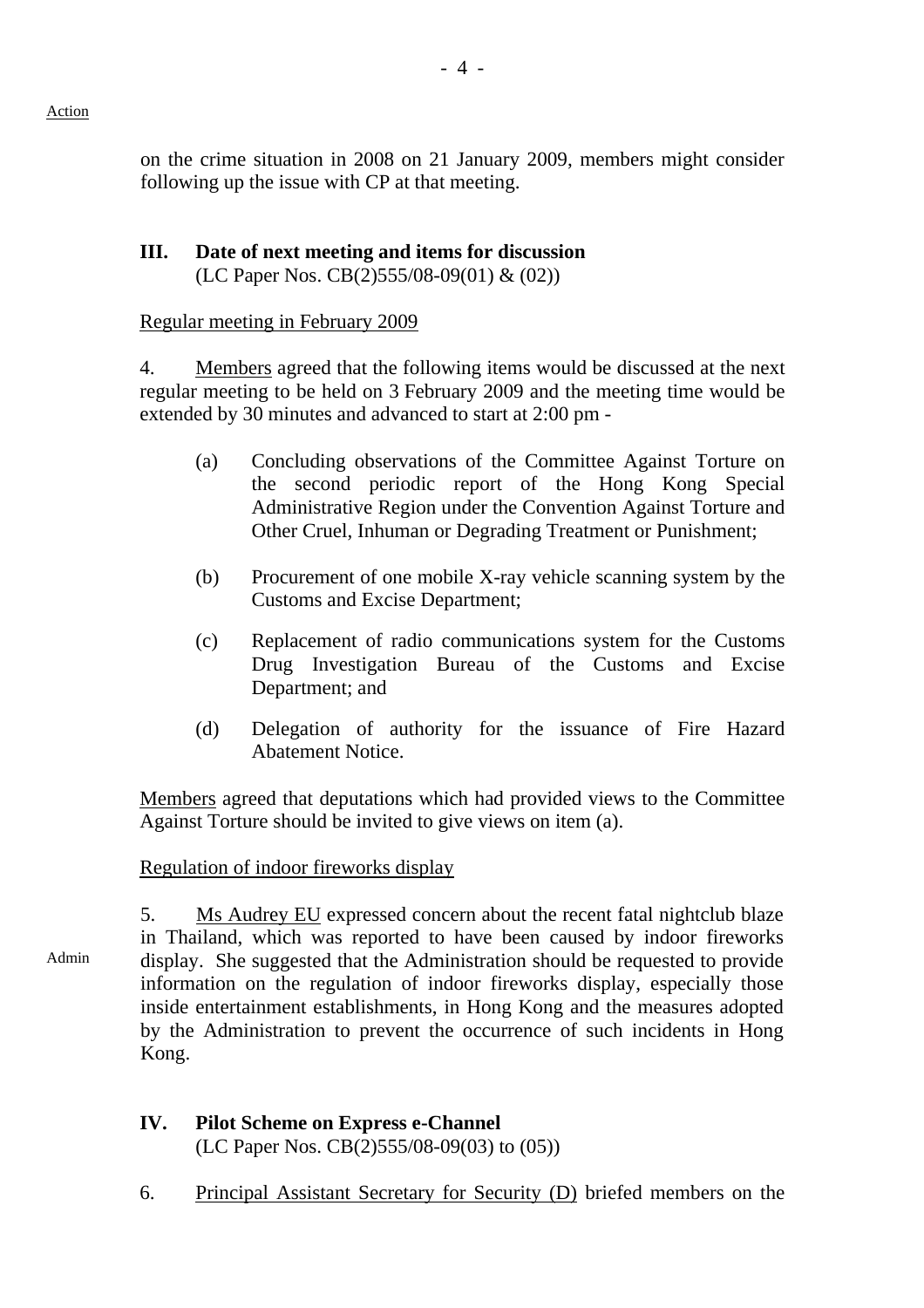Action

on the crime situation in 2008 on 21 January 2009, members might consider following up the issue with CP at that meeting.

## III. Date of next meeting and items for discussion

(LC Paper Nos. CB(2)555/08-09(01) & (02))

Regular meeting in February 2009

4. Members agreed that the following items would be discussed at the next regular meeting to be held on 3 February 2009 and the meeting time would be extended by 30 minutes and advanced to start at 2:00 pm -

(a) Concluding observations of the Committee Against Torture on the second periodic report of the Hong Kong Special Administrative Region under the Convention Against Torture and Other Cruel, Inhuman or Degrading Treatment or Punishment;

(b) Procurement of one mobile X-ray vehicle scanning system by the Customs and Excise Department;

(c) Replacement of radio communications system for the Customs Drug Investigation Bureau of the Customs and Excise Department; and

(d) Delegation of authority for the issuance of Fire Hazard Abatement Notice.

Members agreed that deputations which had provided views to the Committee Against Torture should be invited to give views on item (a).

Regulation of indoor fireworks display

Admin

5. Ms Audrey EU expressed concern about the recent fatal nightclub blaze in Thailand, which was reported to have been caused by indoor fireworks display. She suggested that the Administration should be requested to provide information on the regulation of indoor fireworks display, especially those inside entertainment establishments, in Hong Kong and the measures adopted by the Administration to prevent the occurrence of such incidents in Hong Kong.

## IV. Pilot Scheme on Express e-Channel

(LC Paper Nos. CB(2)555/08-09(03) to (05))

6. Principal Assistant Secretary for Security (D) briefed members on the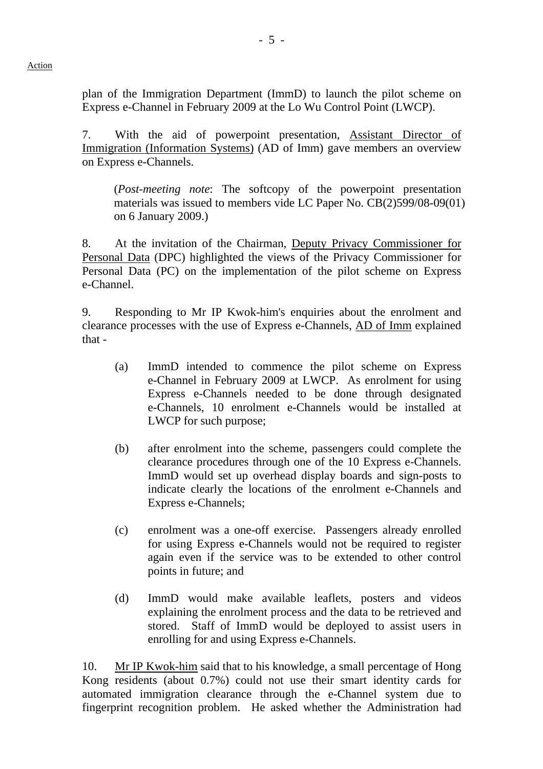plan of the Immigration Department (ImmD) to launch the pilot scheme on Express e-Channel in February 2009 at the Lo Wu Control Point (LWCP).

7. With the aid of powerpoint presentation, Assistant Director of Immigration (Information Systems) (AD of Imm) gave members an overview on Express e-Channels.

> (*Post-meeting note*: The softcopy of the powerpoint presentation materials was issued to members vide LC Paper No. CB(2)599/08-09(01) on 6 January 2009.)

8. At the invitation of the Chairman, Deputy Privacy Commissioner for Personal Data (DPC) highlighted the views of the Privacy Commissioner for Personal Data (PC) on the implementation of the pilot scheme on Express e-Channel.

9. Responding to Mr IP Kwok-him's enquiries about the enrolment and clearance processes with the use of Express e-Channels, AD of Imm explained that -

(a) ImmD intended to commence the pilot scheme on Express e-Channel in February 2009 at LWCP. As enrolment for using Express e-Channels needed to be done through designated e-Channels, 10 enrolment e-Channels would be installed at LWCP for such purpose;

(b) after enrolment into the scheme, passengers could complete the clearance procedures through one of the 10 Express e-Channels. ImmD would set up overhead display boards and sign-posts to indicate clearly the locations of the enrolment e-Channels and Express e-Channels;

(c) enrolment was a one-off exercise. Passengers already enrolled for using Express e-Channels would not be required to register again even if the service was to be extended to other control points in future; and

(d) ImmD would make available leaflets, posters and videos explaining the enrolment process and the data to be retrieved and stored. Staff of ImmD would be deployed to assist users in enrolling for and using Express e-Channels.

10. Mr IP Kwok-him said that to his knowledge, a small percentage of Hong Kong residents (about 0.7%) could not use their smart identity cards for automated immigration clearance through the e-Channel system due to fingerprint recognition problem. He asked whether the Administration had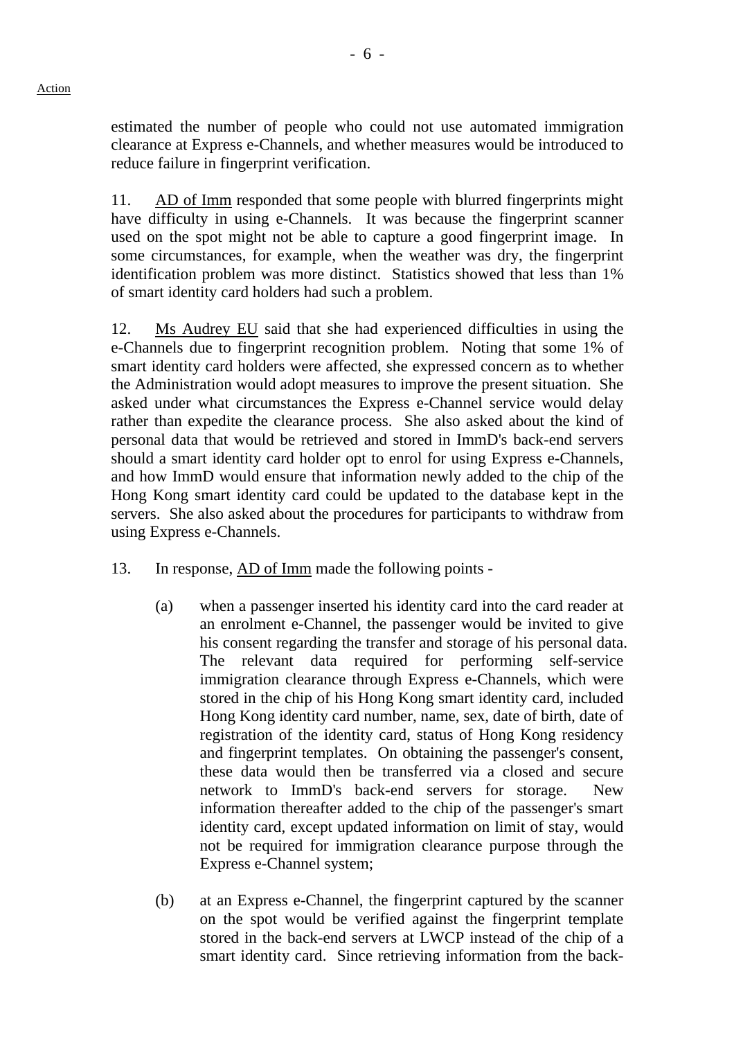Action

estimated the number of people who could not use automated immigration clearance at Express e-Channels, and whether measures would be introduced to reduce failure in fingerprint verification.

11. AD of Imm responded that some people with blurred fingerprints might have difficulty in using e-Channels. It was because the fingerprint scanner used on the spot might not be able to capture a good fingerprint image. In some circumstances, for example, when the weather was dry, the fingerprint identification problem was more distinct. Statistics showed that less than 1% of smart identity card holders had such a problem.

12. Ms Audrey EU said that she had experienced difficulties in using the e-Channels due to fingerprint recognition problem. Noting that some 1% of smart identity card holders were affected, she expressed concern as to whether the Administration would adopt measures to improve the present situation. She asked under what circumstances the Express e-Channel service would delay rather than expedite the clearance process. She also asked about the kind of personal data that would be retrieved and stored in ImmD's back-end servers should a smart identity card holder opt to enrol for using Express e-Channels, and how ImmD would ensure that information newly added to the chip of the Hong Kong smart identity card could be updated to the database kept in the servers. She also asked about the procedures for participants to withdraw from using Express e-Channels.

13. In response, AD of Imm made the following points -

(a) when a passenger inserted his identity card into the card reader at an enrolment e-Channel, the passenger would be invited to give his consent regarding the transfer and storage of his personal data. The relevant data required for performing self-service immigration clearance through Express e-Channels, which were stored in the chip of his Hong Kong smart identity card, included Hong Kong identity card number, name, sex, date of birth, date of registration of the identity card, status of Hong Kong residency and fingerprint templates. On obtaining the passenger's consent, these data would then be transferred via a closed and secure network to ImmD's back-end servers for storage. New information thereafter added to the chip of the passenger's smart identity card, except updated information on limit of stay, would not be required for immigration clearance purpose through the Express e-Channel system;

(b) at an Express e-Channel, the fingerprint captured by the scanner on the spot would be verified against the fingerprint template stored in the back-end servers at LWCP instead of the chip of a smart identity card. Since retrieving information from the back-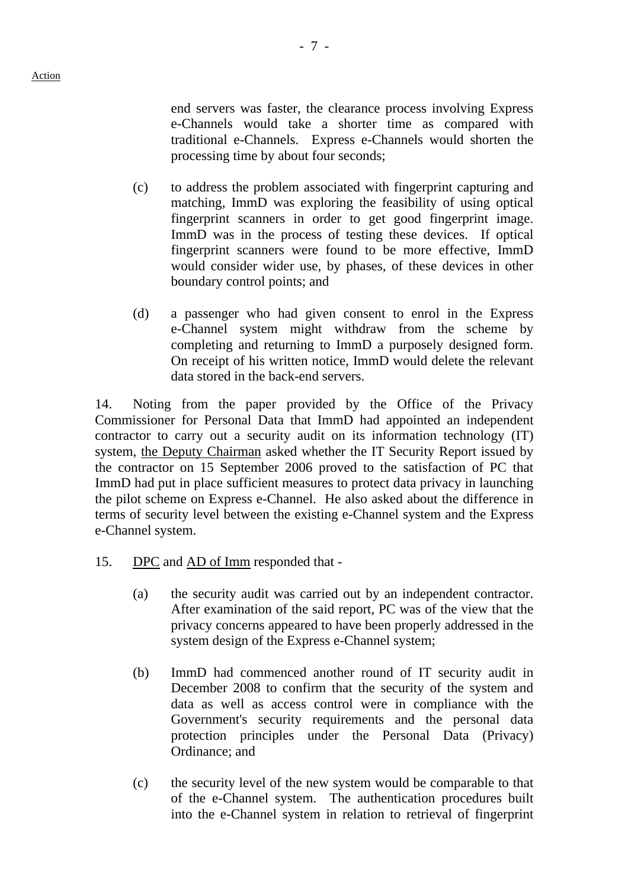end servers was faster, the clearance process involving Express e-Channels would take a shorter time as compared with traditional e-Channels. Express e-Channels would shorten the processing time by about four seconds;

(c) to address the problem associated with fingerprint capturing and matching, ImmD was exploring the feasibility of using optical fingerprint scanners in order to get good fingerprint image. ImmD was in the process of testing these devices. If optical fingerprint scanners were found to be more effective, ImmD would consider wider use, by phases, of these devices in other boundary control points; and

(d) a passenger who had given consent to enrol in the Express e-Channel system might withdraw from the scheme by completing and returning to ImmD a purposely designed form. On receipt of his written notice, ImmD would delete the relevant data stored in the back-end servers.

14. Noting from the paper provided by the Office of the Privacy Commissioner for Personal Data that ImmD had appointed an independent contractor to carry out a security audit on its information technology (IT) system, the Deputy Chairman asked whether the IT Security Report issued by the contractor on 15 September 2006 proved to the satisfaction of PC that ImmD had put in place sufficient measures to protect data privacy in launching the pilot scheme on Express e-Channel. He also asked about the difference in terms of security level between the existing e-Channel system and the Express e-Channel system.

15. DPC and AD of Imm responded that -

(a) the security audit was carried out by an independent contractor. After examination of the said report, PC was of the view that the privacy concerns appeared to have been properly addressed in the system design of the Express e-Channel system;

(b) ImmD had commenced another round of IT security audit in December 2008 to confirm that the security of the system and data as well as access control were in compliance with the Government's security requirements and the personal data protection principles under the Personal Data (Privacy) Ordinance; and

(c) the security level of the new system would be comparable to that of the e-Channel system. The authentication procedures built into the e-Channel system in relation to retrieval of fingerprint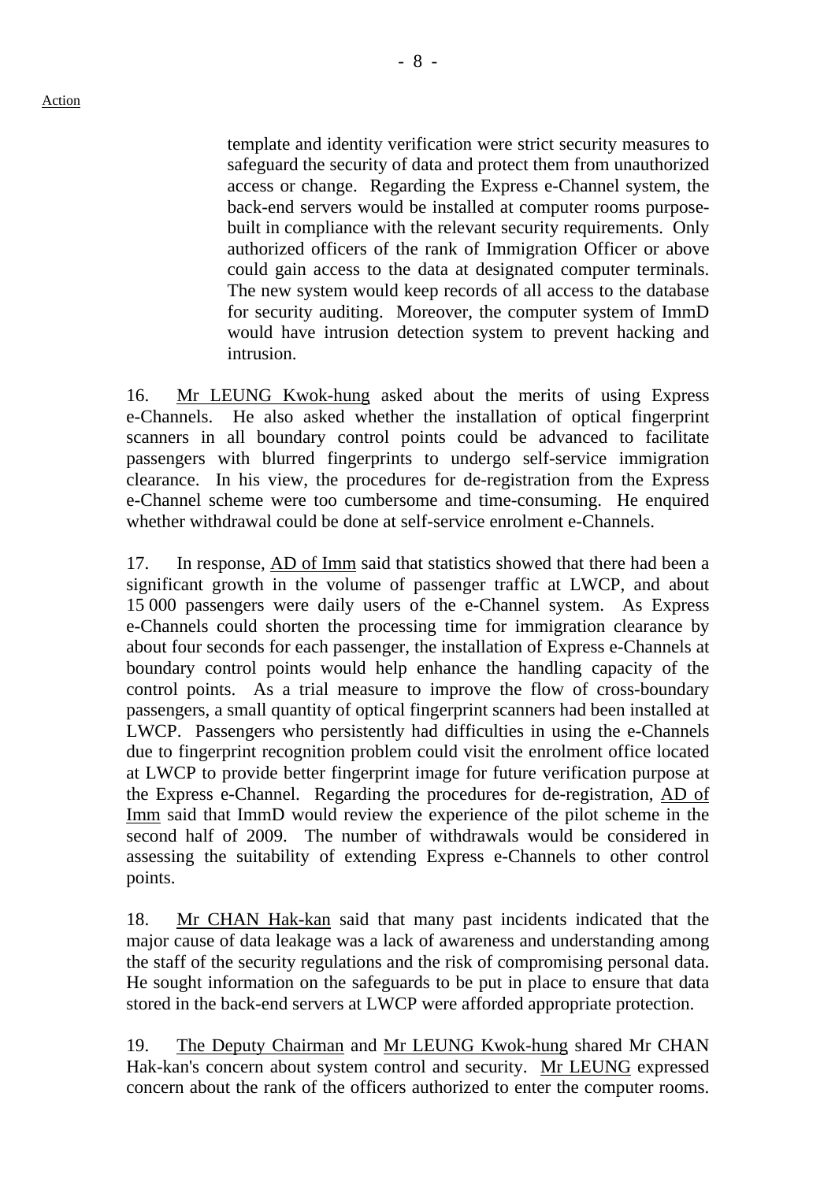template and identity verification were strict security measures to safeguard the security of data and protect them from unauthorized access or change. Regarding the Express e-Channel system, the back-end servers would be installed at computer rooms purpose-built in compliance with the relevant security requirements. Only authorized officers of the rank of Immigration Officer or above could gain access to the data at designated computer terminals. The new system would keep records of all access to the database for security auditing. Moreover, the computer system of ImmD would have intrusion detection system to prevent hacking and intrusion.

16. Mr LEUNG Kwok-hung asked about the merits of using Express e-Channels. He also asked whether the installation of optical fingerprint scanners in all boundary control points could be advanced to facilitate passengers with blurred fingerprints to undergo self-service immigration clearance. In his view, the procedures for de-registration from the Express e-Channel scheme were too cumbersome and time-consuming. He enquired whether withdrawal could be done at self-service enrolment e-Channels.

17. In response, AD of Imm said that statistics showed that there had been a significant growth in the volume of passenger traffic at LWCP, and about 15 000 passengers were daily users of the e-Channel system. As Express e-Channels could shorten the processing time for immigration clearance by about four seconds for each passenger, the installation of Express e-Channels at boundary control points would help enhance the handling capacity of the control points. As a trial measure to improve the flow of cross-boundary passengers, a small quantity of optical fingerprint scanners had been installed at LWCP. Passengers who persistently had difficulties in using the e-Channels due to fingerprint recognition problem could visit the enrolment office located at LWCP to provide better fingerprint image for future verification purpose at the Express e-Channel. Regarding the procedures for de-registration, AD of Imm said that ImmD would review the experience of the pilot scheme in the second half of 2009. The number of withdrawals would be considered in assessing the suitability of extending Express e-Channels to other control points.

18. Mr CHAN Hak-kan said that many past incidents indicated that the major cause of data leakage was a lack of awareness and understanding among the staff of the security regulations and the risk of compromising personal data. He sought information on the safeguards to be put in place to ensure that data stored in the back-end servers at LWCP were afforded appropriate protection.

19. The Deputy Chairman and Mr LEUNG Kwok-hung shared Mr CHAN Hak-kan's concern about system control and security. Mr LEUNG expressed concern about the rank of the officers authorized to enter the computer rooms.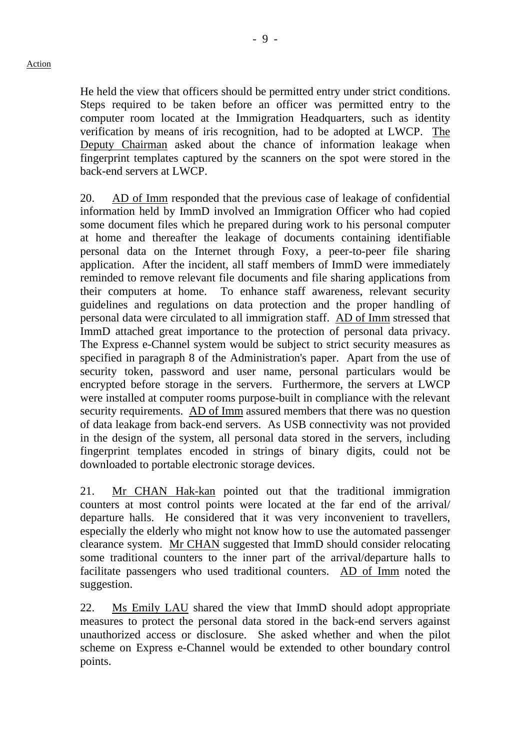He held the view that officers should be permitted entry under strict conditions. Steps required to be taken before an officer was permitted entry to the computer room located at the Immigration Headquarters, such as identity verification by means of iris recognition, had to be adopted at LWCP. The Deputy Chairman asked about the chance of information leakage when fingerprint templates captured by the scanners on the spot were stored in the back-end servers at LWCP.

20. AD of Imm responded that the previous case of leakage of confidential information held by ImmD involved an Immigration Officer who had copied some document files which he prepared during work to his personal computer at home and thereafter the leakage of documents containing identifiable personal data on the Internet through Foxy, a peer-to-peer file sharing application. After the incident, all staff members of ImmD were immediately reminded to remove relevant file documents and file sharing applications from their computers at home. To enhance staff awareness, relevant security guidelines and regulations on data protection and the proper handling of personal data were circulated to all immigration staff. AD of Imm stressed that ImmD attached great importance to the protection of personal data privacy. The Express e-Channel system would be subject to strict security measures as specified in paragraph 8 of the Administration's paper. Apart from the use of security token, password and user name, personal particulars would be encrypted before storage in the servers. Furthermore, the servers at LWCP were installed at computer rooms purpose-built in compliance with the relevant security requirements. AD of Imm assured members that there was no question of data leakage from back-end servers. As USB connectivity was not provided in the design of the system, all personal data stored in the servers, including fingerprint templates encoded in strings of binary digits, could not be downloaded to portable electronic storage devices.

21. Mr CHAN Hak-kan pointed out that the traditional immigration counters at most control points were located at the far end of the arrival/ departure halls. He considered that it was very inconvenient to travellers, especially the elderly who might not know how to use the automated passenger clearance system. Mr CHAN suggested that ImmD should consider relocating some traditional counters to the inner part of the arrival/departure halls to facilitate passengers who used traditional counters. AD of Imm noted the suggestion.

22. Ms Emily LAU shared the view that ImmD should adopt appropriate measures to protect the personal data stored in the back-end servers against unauthorized access or disclosure. She asked whether and when the pilot scheme on Express e-Channel would be extended to other boundary control points.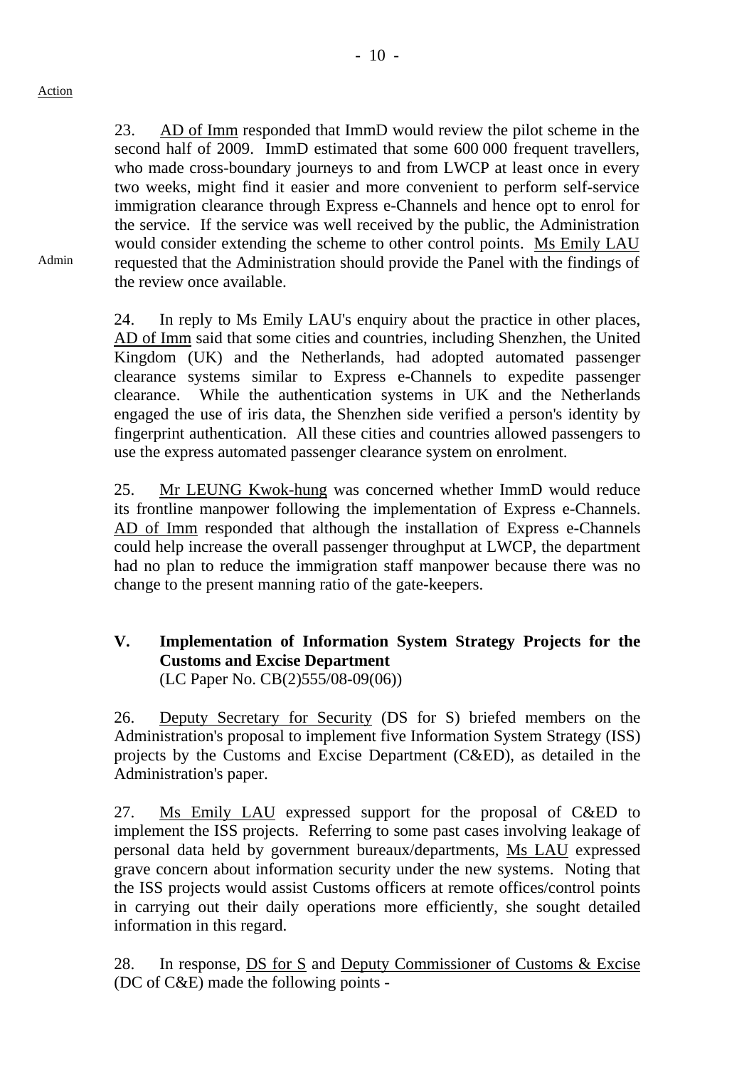Action

23. AD of Imm responded that ImmD would review the pilot scheme in the second half of 2009. ImmD estimated that some 600 000 frequent travellers, who made cross-boundary journeys to and from LWCP at least once in every two weeks, might find it easier and more convenient to perform self-service immigration clearance through Express e-Channels and hence opt to enrol for the service. If the service was well received by the public, the Administration would consider extending the scheme to other control points. Ms Emily LAU requested that the Administration should provide the Panel with the findings of the review once available.

Admin

24. In reply to Ms Emily LAU's enquiry about the practice in other places, AD of Imm said that some cities and countries, including Shenzhen, the United Kingdom (UK) and the Netherlands, had adopted automated passenger clearance systems similar to Express e-Channels to expedite passenger clearance. While the authentication systems in UK and the Netherlands engaged the use of iris data, the Shenzhen side verified a person's identity by fingerprint authentication. All these cities and countries allowed passengers to use the express automated passenger clearance system on enrolment.

25. Mr LEUNG Kwok-hung was concerned whether ImmD would reduce its frontline manpower following the implementation of Express e-Channels. AD of Imm responded that although the installation of Express e-Channels could help increase the overall passenger throughput at LWCP, the department had no plan to reduce the immigration staff manpower because there was no change to the present manning ratio of the gate-keepers.

## V. Implementation of Information System Strategy Projects for the Customs and Excise Department

(LC Paper No. CB(2)555/08-09(06))

26. Deputy Secretary for Security (DS for S) briefed members on the Administration's proposal to implement five Information System Strategy (ISS) projects by the Customs and Excise Department (C&ED), as detailed in the Administration's paper.

27. Ms Emily LAU expressed support for the proposal of C&ED to implement the ISS projects. Referring to some past cases involving leakage of personal data held by government bureaux/departments, Ms LAU expressed grave concern about information security under the new systems. Noting that the ISS projects would assist Customs officers at remote offices/control points in carrying out their daily operations more efficiently, she sought detailed information in this regard.

28. In response, DS for S and Deputy Commissioner of Customs & Excise (DC of C&E) made the following points -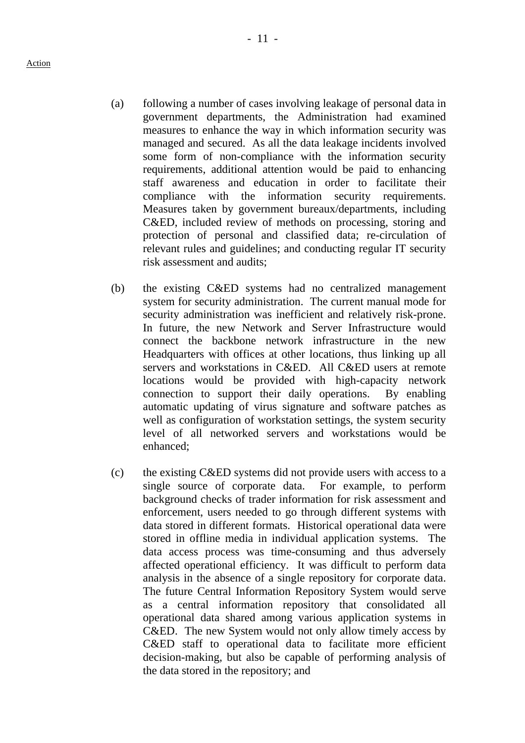(a) following a number of cases involving leakage of personal data in government departments, the Administration had examined measures to enhance the way in which information security was managed and secured. As all the data leakage incidents involved some form of non-compliance with the information security requirements, additional attention would be paid to enhancing staff awareness and education in order to facilitate their compliance with the information security requirements. Measures taken by government bureaux/departments, including C&ED, included review of methods on processing, storing and protection of personal and classified data; re-circulation of relevant rules and guidelines; and conducting regular IT security risk assessment and audits;

(b) the existing C&ED systems had no centralized management system for security administration. The current manual mode for security administration was inefficient and relatively risk-prone. In future, the new Network and Server Infrastructure would connect the backbone network infrastructure in the new Headquarters with offices at other locations, thus linking up all servers and workstations in C&ED. All C&ED users at remote locations would be provided with high-capacity network connection to support their daily operations. By enabling automatic updating of virus signature and software patches as well as configuration of workstation settings, the system security level of all networked servers and workstations would be enhanced;

(c) the existing C&ED systems did not provide users with access to a single source of corporate data. For example, to perform background checks of trader information for risk assessment and enforcement, users needed to go through different systems with data stored in different formats. Historical operational data were stored in offline media in individual application systems. The data access process was time-consuming and thus adversely affected operational efficiency. It was difficult to perform data analysis in the absence of a single repository for corporate data. The future Central Information Repository System would serve as a central information repository that consolidated all operational data shared among various application systems in C&ED. The new System would not only allow timely access by C&ED staff to operational data to facilitate more efficient decision-making, but also be capable of performing analysis of the data stored in the repository; and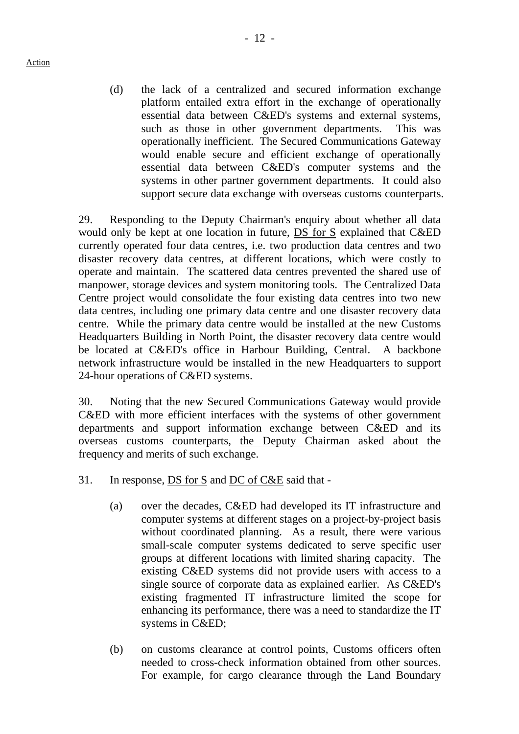Action

(d) the lack of a centralized and secured information exchange platform entailed extra effort in the exchange of operationally essential data between C&ED's systems and external systems, such as those in other government departments. This was operationally inefficient. The Secured Communications Gateway would enable secure and efficient exchange of operationally essential data between C&ED's computer systems and the systems in other partner government departments. It could also support secure data exchange with overseas customs counterparts.

29. Responding to the Deputy Chairman's enquiry about whether all data would only be kept at one location in future, DS for S explained that C&ED currently operated four data centres, i.e. two production data centres and two disaster recovery data centres, at different locations, which were costly to operate and maintain. The scattered data centres prevented the shared use of manpower, storage devices and system monitoring tools. The Centralized Data Centre project would consolidate the four existing data centres into two new data centres, including one primary data centre and one disaster recovery data centre. While the primary data centre would be installed at the new Customs Headquarters Building in North Point, the disaster recovery data centre would be located at C&ED's office in Harbour Building, Central. A backbone network infrastructure would be installed in the new Headquarters to support 24-hour operations of C&ED systems.

30. Noting that the new Secured Communications Gateway would provide C&ED with more efficient interfaces with the systems of other government departments and support information exchange between C&ED and its overseas customs counterparts, the Deputy Chairman asked about the frequency and merits of such exchange.

31. In response, DS for S and DC of C&E said that -

(a) over the decades, C&ED had developed its IT infrastructure and computer systems at different stages on a project-by-project basis without coordinated planning. As a result, there were various small-scale computer systems dedicated to serve specific user groups at different locations with limited sharing capacity. The existing C&ED systems did not provide users with access to a single source of corporate data as explained earlier. As C&ED's existing fragmented IT infrastructure limited the scope for enhancing its performance, there was a need to standardize the IT systems in C&ED;

(b) on customs clearance at control points, Customs officers often needed to cross-check information obtained from other sources. For example, for cargo clearance through the Land Boundary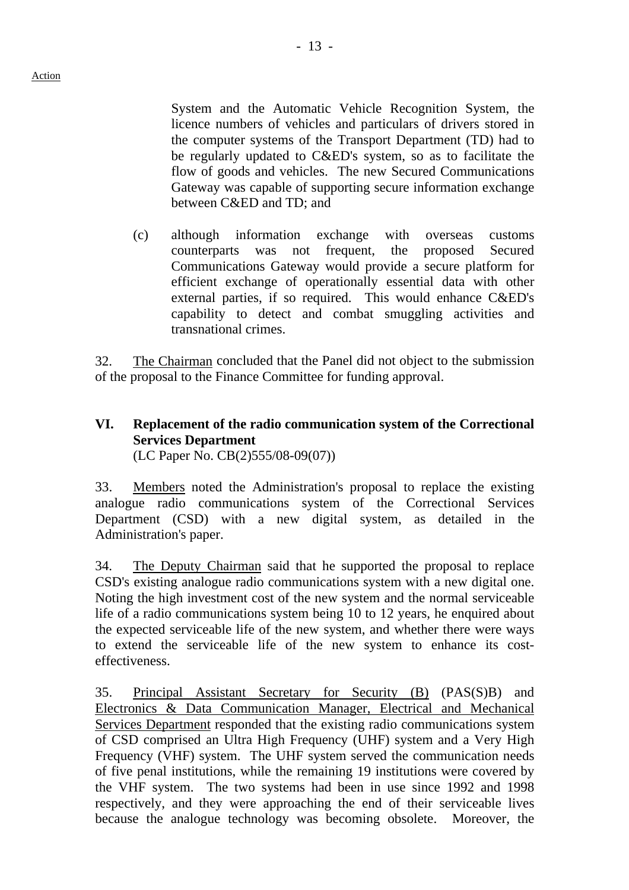System and the Automatic Vehicle Recognition System, the licence numbers of vehicles and particulars of drivers stored in the computer systems of the Transport Department (TD) had to be regularly updated to C&ED's system, so as to facilitate the flow of goods and vehicles. The new Secured Communications Gateway was capable of supporting secure information exchange between C&ED and TD; and

(c) although information exchange with overseas customs counterparts was not frequent, the proposed Secured Communications Gateway would provide a secure platform for efficient exchange of operationally essential data with other external parties, if so required. This would enhance C&ED's capability to detect and combat smuggling activities and transnational crimes.

32. The Chairman concluded that the Panel did not object to the submission of the proposal to the Finance Committee for funding approval.

## VI. Replacement of the radio communication system of the Correctional Services Department

(LC Paper No. CB(2)555/08-09(07))

33. Members noted the Administration's proposal to replace the existing analogue radio communications system of the Correctional Services Department (CSD) with a new digital system, as detailed in the Administration's paper.

34. The Deputy Chairman said that he supported the proposal to replace CSD's existing analogue radio communications system with a new digital one. Noting the high investment cost of the new system and the normal serviceable life of a radio communications system being 10 to 12 years, he enquired about the expected serviceable life of the new system, and whether there were ways to extend the serviceable life of the new system to enhance its cost-effectiveness.

35. Principal Assistant Secretary for Security (B) (PAS(S)B) and Electronics & Data Communication Manager, Electrical and Mechanical Services Department responded that the existing radio communications system of CSD comprised an Ultra High Frequency (UHF) system and a Very High Frequency (VHF) system. The UHF system served the communication needs of five penal institutions, while the remaining 19 institutions were covered by the VHF system. The two systems had been in use since 1992 and 1998 respectively, and they were approaching the end of their serviceable lives because the analogue technology was becoming obsolete. Moreover, the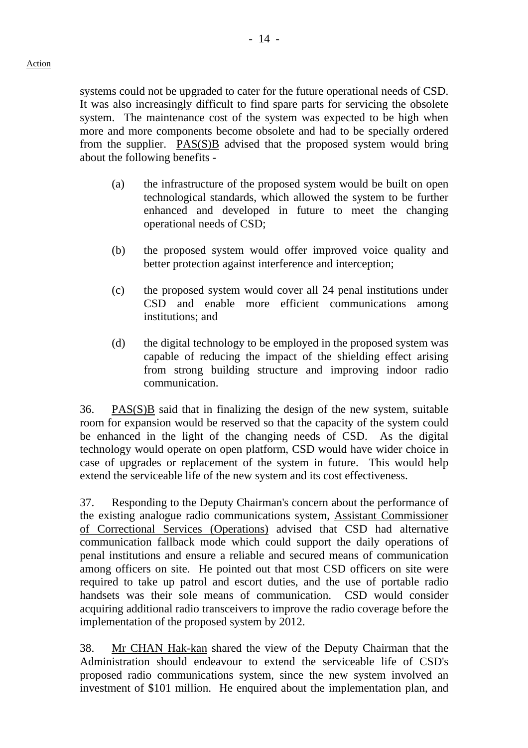Action

systems could not be upgraded to cater for the future operational needs of CSD. It was also increasingly difficult to find spare parts for servicing the obsolete system. The maintenance cost of the system was expected to be high when more and more components become obsolete and had to be specially ordered from the supplier. PAS(S)B advised that the proposed system would bring about the following benefits -

(a) the infrastructure of the proposed system would be built on open technological standards, which allowed the system to be further enhanced and developed in future to meet the changing operational needs of CSD;

(b) the proposed system would offer improved voice quality and better protection against interference and interception;

(c) the proposed system would cover all 24 penal institutions under CSD and enable more efficient communications among institutions; and

(d) the digital technology to be employed in the proposed system was capable of reducing the impact of the shielding effect arising from strong building structure and improving indoor radio communication.

36. PAS(S)B said that in finalizing the design of the new system, suitable room for expansion would be reserved so that the capacity of the system could be enhanced in the light of the changing needs of CSD. As the digital technology would operate on open platform, CSD would have wider choice in case of upgrades or replacement of the system in future. This would help extend the serviceable life of the new system and its cost effectiveness.

37. Responding to the Deputy Chairman's concern about the performance of the existing analogue radio communications system, Assistant Commissioner of Correctional Services (Operations) advised that CSD had alternative communication fallback mode which could support the daily operations of penal institutions and ensure a reliable and secured means of communication among officers on site. He pointed out that most CSD officers on site were required to take up patrol and escort duties, and the use of portable radio handsets was their sole means of communication. CSD would consider acquiring additional radio transceivers to improve the radio coverage before the implementation of the proposed system by 2012.

38. Mr CHAN Hak-kan shared the view of the Deputy Chairman that the Administration should endeavour to extend the serviceable life of CSD's proposed radio communications system, since the new system involved an investment of $101 million. He enquired about the implementation plan, and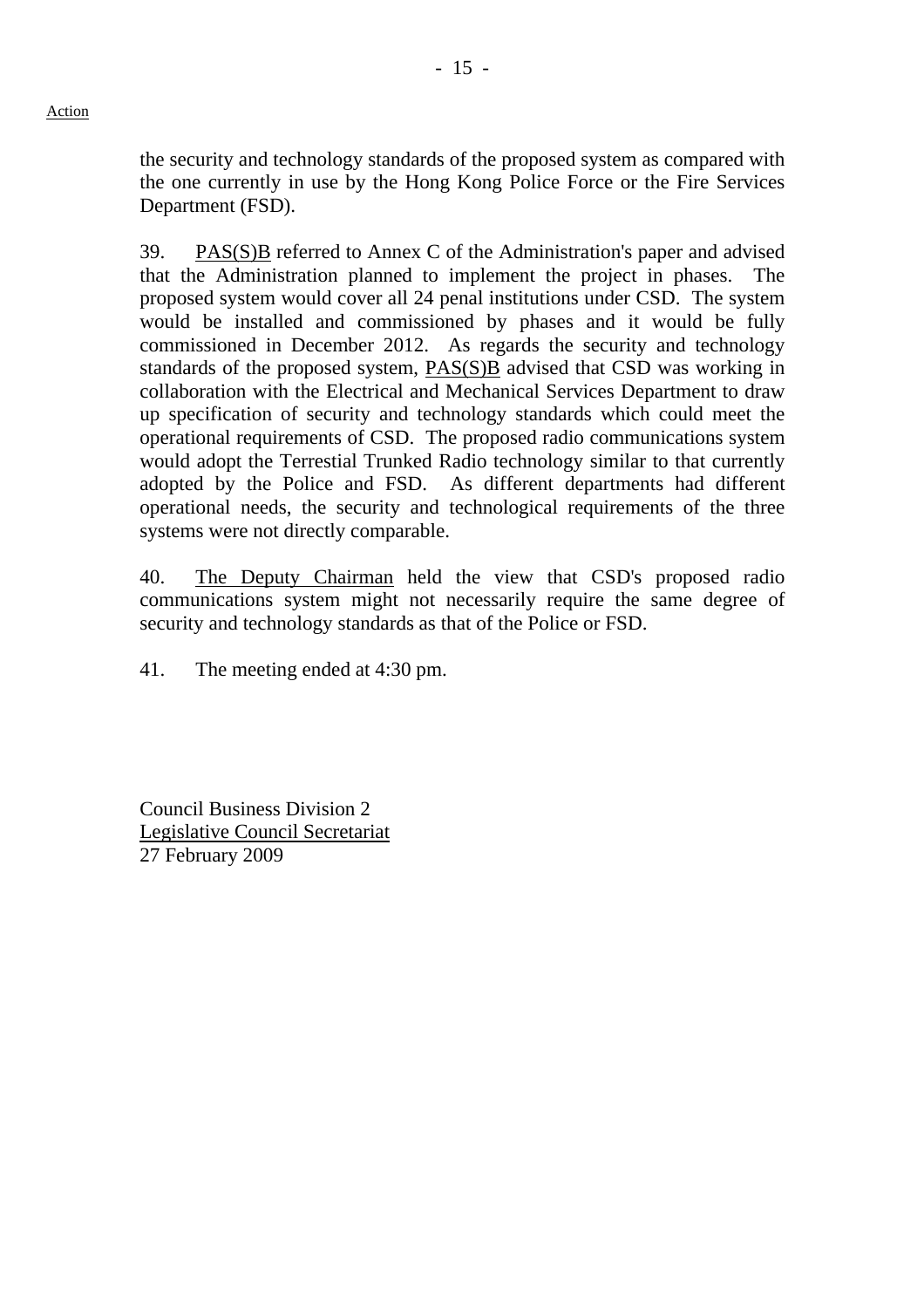Action

the security and technology standards of the proposed system as compared with the one currently in use by the Hong Kong Police Force or the Fire Services Department (FSD).

39. PAS(S)B referred to Annex C of the Administration's paper and advised that the Administration planned to implement the project in phases. The proposed system would cover all 24 penal institutions under CSD. The system would be installed and commissioned by phases and it would be fully commissioned in December 2012. As regards the security and technology standards of the proposed system, PAS(S)B advised that CSD was working in collaboration with the Electrical and Mechanical Services Department to draw up specification of security and technology standards which could meet the operational requirements of CSD. The proposed radio communications system would adopt the Terrestial Trunked Radio technology similar to that currently adopted by the Police and FSD. As different departments had different operational needs, the security and technological requirements of the three systems were not directly comparable.

40. The Deputy Chairman held the view that CSD's proposed radio communications system might not necessarily require the same degree of security and technology standards as that of the Police or FSD.

41. The meeting ended at 4:30 pm.

Council Business Division 2
Legislative Council Secretariat
27 February 2009